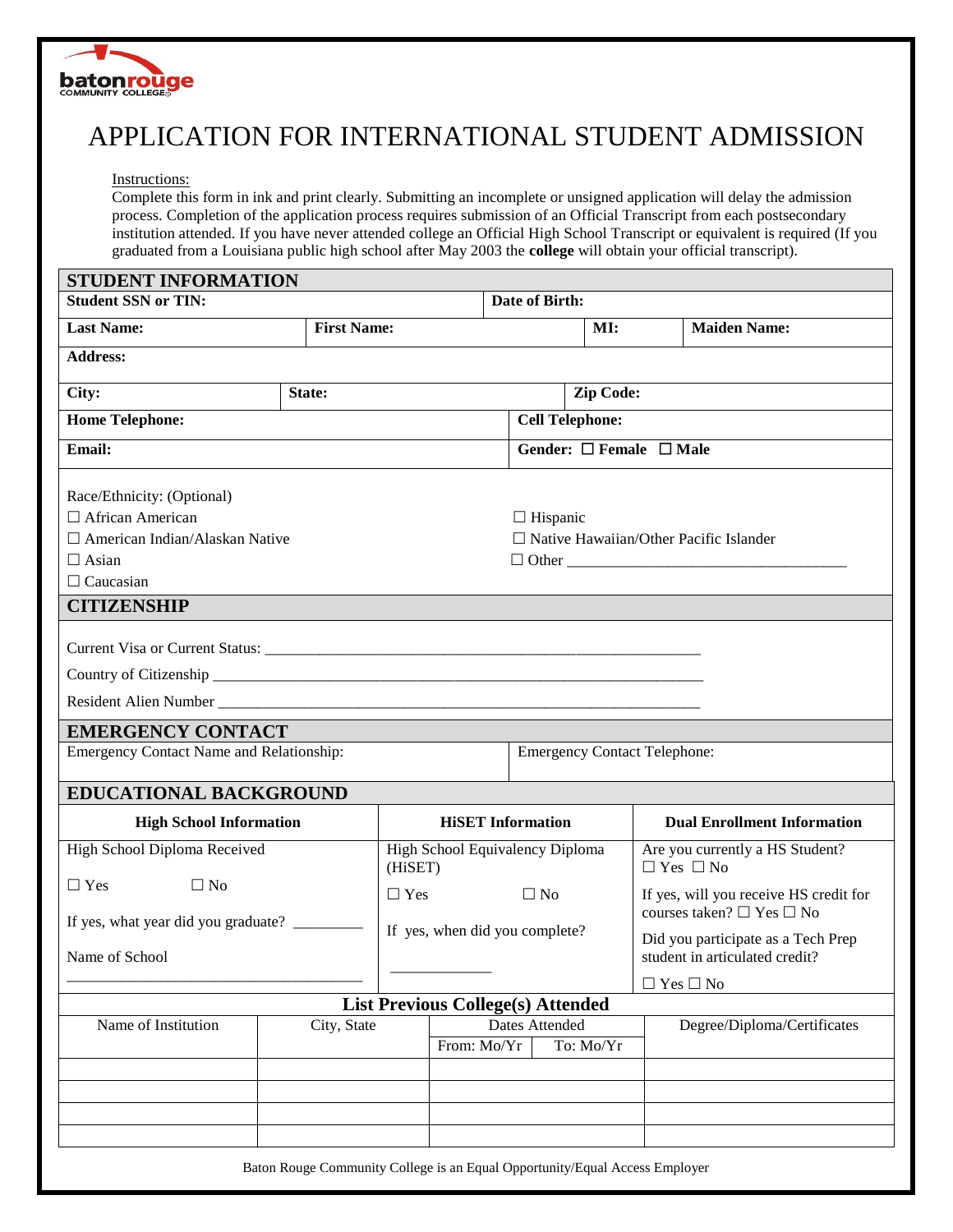batonrouge COMMUNITY COLLEGE

# APPLICATION FOR INTERNATIONAL STUDENT ADMISSION

Instructions:

Complete this form in ink and print clearly. Submitting an incomplete or unsigned application will delay the admission process. Completion of the application process requires submission of an Official Transcript from each postsecondary institution attended. If you have never attended college an Official High School Transcript or equivalent is required (If you graduated from a Louisiana public high school after May 2003 the **college** will obtain your official transcript).

## STUDENT INFORMATION

| **Student SSN or TIN:** | | **Date of Birth:** | |
|---|---|---|---|
| **Last Name:** | **First Name:** | **MI:** | **Maiden Name:** |
| **Address:** | | | |
| **City:** | **State:** | **Zip Code:** | |
| **Home Telephone:** | | **Cell Telephone:** | |
| **Email:** | | **Gender:** ☐ **Female** ☐ **Male** | |

Race/Ethnicity: (Optional)

☐ African American

☐ American Indian/Alaskan Native

☐ Asian

☐ Caucasian

☐ Hispanic

☐ Native Hawaiian/Other Pacific Islander

☐ Other ___________________________________

## CITIZENSHIP

Current Visa or Current Status: ________________________________________________________

Country of Citizenship ____________________________________________________________

Resident Alien Number ____________________________________________________________

## EMERGENCY CONTACT

| Emergency Contact Name and Relationship: | Emergency Contact Telephone: |
|---|---|
| | |

## EDUCATIONAL BACKGROUND

| **High School Information** | **HiSET Information** | **Dual Enrollment Information** |
|---|---|---|
| High School Diploma Received<br><br>☐ Yes ☐ No<br><br>If yes, what year did you graduate? ________<br><br>Name of School<br><br>____________________________________ | High School Equivalency Diploma (HiSET)<br><br>☐ Yes ☐ No<br><br>If yes, when did you complete?<br><br>____________ | Are you currently a HS Student?<br>☐ Yes ☐ No<br><br>If yes, will you receive HS credit for courses taken? ☐ Yes ☐ No<br><br>Did you participate as a Tech Prep student in articulated credit?<br><br>☐ Yes ☐ No |

**List Previous College(s) Attended**

| Name of Institution | City, State | Dates Attended | | Degree/Diploma/Certificates |
|---|---|---|---|---|
| | | From: Mo/Yr | To: Mo/Yr | |
| | | | | |
| | | | | |
| | | | | |
| | | | | |

Baton Rouge Community College is an Equal Opportunity/Equal Access Employer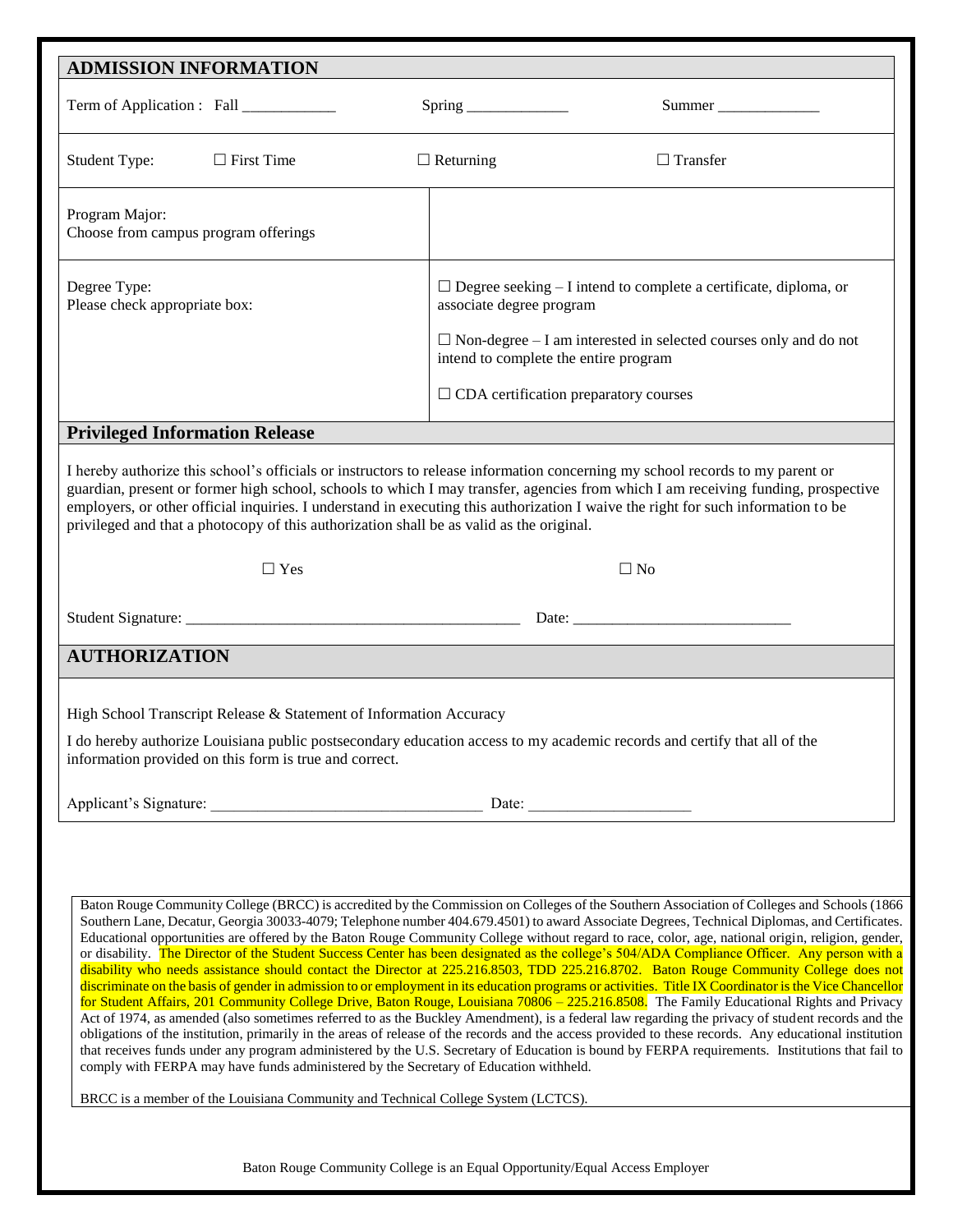## ADMISSION INFORMATION

Term of Application : Fall ____________ Spring ______________ Summer ______________

Student Type: ☐ First Time ☐ Returning ☐ Transfer

| | |
|---|---|
| Program Major:<br>Choose from campus program offerings | |
| Degree Type:<br>Please check appropriate box: | ☐ Degree seeking – I intend to complete a certificate, diploma, or associate degree program<br><br>☐ Non-degree – I am interested in selected courses only and do not intend to complete the entire program<br><br>☐ CDA certification preparatory courses |

## Privileged Information Release

I hereby authorize this school's officials or instructors to release information concerning my school records to my parent or guardian, present or former high school, schools to which I may transfer, agencies from which I am receiving funding, prospective employers, or other official inquiries. I understand in executing this authorization I waive the right for such information to be privileged and that a photocopy of this authorization shall be as valid as the original.

☐ Yes ☐ No

Student Signature: ____________________________________________ Date: ____________________________

## AUTHORIZATION

High School Transcript Release & Statement of Information Accuracy

I do hereby authorize Louisiana public postsecondary education access to my academic records and certify that all of the information provided on this form is true and correct.

Applicant's Signature: ___________________________________ Date: _____________________

Baton Rouge Community College (BRCC) is accredited by the Commission on Colleges of the Southern Association of Colleges and Schools (1866 Southern Lane, Decatur, Georgia 30033-4079; Telephone number 404.679.4501) to award Associate Degrees, Technical Diplomas, and Certificates. Educational opportunities are offered by the Baton Rouge Community College without regard to race, color, age, national origin, religion, gender, or disability. The Director of the Student Success Center has been designated as the college's 504/ADA Compliance Officer. Any person with a disability who needs assistance should contact the Director at 225.216.8503, TDD 225.216.8702. Baton Rouge Community College does not discriminate on the basis of gender in admission to or employment in its education programs or activities. Title IX Coordinator is the Vice Chancellor for Student Affairs, 201 Community College Drive, Baton Rouge, Louisiana 70806 – 225.216.8508. The Family Educational Rights and Privacy Act of 1974, as amended (also sometimes referred to as the Buckley Amendment), is a federal law regarding the privacy of student records and the obligations of the institution, primarily in the areas of release of the records and the access provided to these records. Any educational institution that receives funds under any program administered by the U.S. Secretary of Education is bound by FERPA requirements. Institutions that fail to comply with FERPA may have funds administered by the Secretary of Education withheld.

BRCC is a member of the Louisiana Community and Technical College System (LCTCS).

Baton Rouge Community College is an Equal Opportunity/Equal Access Employer